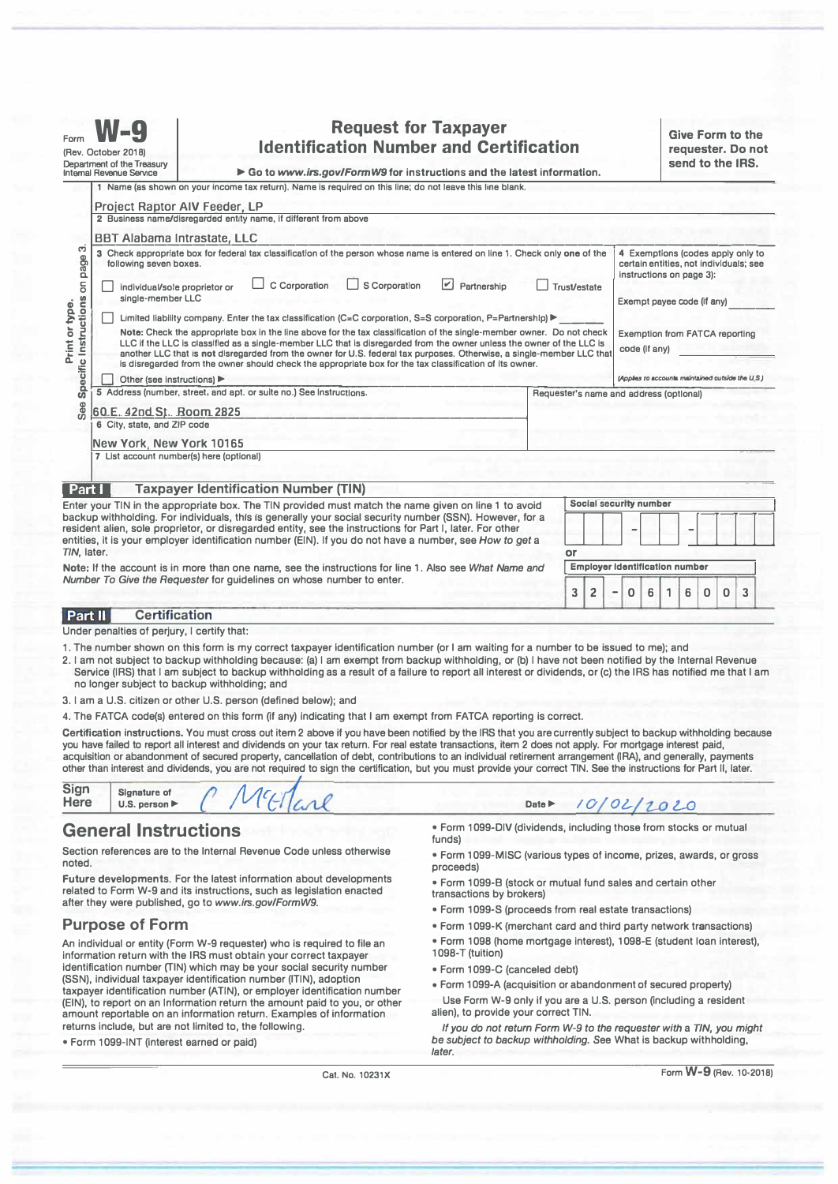Form **W-9**

(Rev. October 2018)
Department of the Treasury
Internal Revenue Service

# Request for Taxpayer Identification Number and Certification

▶ Go to *www.irs.gov/FormW9* for instructions and the latest information.

**Give Form to the requester. Do not send to the IRS.**

1 Name (as shown on your income tax return). Name is required on this line; do not leave this line blank.

Project Raptor AIV Feeder, LP

2 Business name/disregarded entity name, if different from above

BBT Alabama Intrastate, LLC

3 Check appropriate box for federal tax classification of the person whose name is entered on line 1. Check only **one** of the following seven boxes.

- ☐ Individual/sole proprietor or single-member LLC
- ☐ C Corporation
- ☐ S Corporation
- ☑ Partnership
- ☐ Trust/estate
- ☐ Limited liability company. Enter the tax classification (C=C corporation, S=S corporation, P=Partnership) ▶

**Note:** Check the appropriate box in the line above for the tax classification of the single-member owner. Do not check LLC if the LLC is classified as a single-member LLC that is disregarded from the owner unless the owner of the LLC is another LLC that is **not** disregarded from the owner for U.S. federal tax purposes. Otherwise, a single-member LLC that is disregarded from the owner should check the appropriate box for the tax classification of its owner.

- ☐ Other (see instructions) ▶

4 Exemptions (codes apply only to certain entities, not individuals; see instructions on page 3):

Exempt payee code (if any)

Exemption from FATCA reporting code (if any)

*(Applies to accounts maintained outside the U.S.)*

5 Address (number, street, and apt. or suite no.) See instructions.

60 E. 42nd St. Room 2825

Requester's name and address (optional)

6 City, state, and ZIP code

New York, New York 10165

7 List account number(s) here (optional)

Print or type. See Specific Instructions on page 3.

## Part I Taxpayer Identification Number (TIN)

Enter your TIN in the appropriate box. The TIN provided must match the name given on line 1 to avoid backup withholding. For individuals, this is generally your social security number (SSN). However, for a resident alien, sole proprietor, or disregarded entity, see the instructions for Part I, later. For other entities, it is your employer identification number (EIN). If you do not have a number, see *How to get a TIN,* later.

**Note:** If the account is in more than one name, see the instructions for line 1. Also see *What Name and Number To Give the Requester* for guidelines on whose number to enter.

**Social security number**

or

**Employer identification number**

32 – 0616003

## Part II Certification

Under penalties of perjury, I certify that:

1. The number shown on this form is my correct taxpayer identification number (or I am waiting for a number to be issued to me); and
2. I am not subject to backup withholding because: (a) I am exempt from backup withholding, or (b) I have not been notified by the Internal Revenue Service (IRS) that I am subject to backup withholding as a result of a failure to report all interest or dividends, or (c) the IRS has notified me that I am no longer subject to backup withholding; and
3. I am a U.S. citizen or other U.S. person (defined below); and
4. The FATCA code(s) entered on this form (if any) indicating that I am exempt from FATCA reporting is correct.

**Certification instructions.** You must cross out item 2 above if you have been notified by the IRS that you are currently subject to backup withholding because you have failed to report all interest and dividends on your tax return. For real estate transactions, item 2 does not apply. For mortgage interest paid, acquisition or abandonment of secured property, cancellation of debt, contributions to an individual retirement arrangement (IRA), and generally, payments other than interest and dividends, you are not required to sign the certification, but you must provide your correct TIN. See the instructions for Part II, later.

**Sign Here** Signature of U.S. person ▶ C McHard Date ▶ 10/02/2020

## General Instructions

Section references are to the Internal Revenue Code unless otherwise noted.

**Future developments.** For the latest information about developments related to Form W-9 and its instructions, such as legislation enacted after they were published, go to *www.irs.gov/FormW9.*

## Purpose of Form

An individual or entity (Form W-9 requester) who is required to file an information return with the IRS must obtain your correct taxpayer identification number (TIN) which may be your social security number (SSN), individual taxpayer identification number (ITIN), adoption taxpayer identification number (ATIN), or employer identification number (EIN), to report on an information return the amount paid to you, or other amount reportable on an information return. Examples of information returns include, but are not limited to, the following.

- Form 1099-INT (interest earned or paid)
- Form 1099-DIV (dividends, including those from stocks or mutual funds)
- Form 1099-MISC (various types of income, prizes, awards, or gross proceeds)
- Form 1099-B (stock or mutual fund sales and certain other transactions by brokers)
- Form 1099-S (proceeds from real estate transactions)
- Form 1099-K (merchant card and third party network transactions)
- Form 1098 (home mortgage interest), 1098-E (student loan interest), 1098-T (tuition)
- Form 1099-C (canceled debt)
- Form 1099-A (acquisition or abandonment of secured property)

Use Form W-9 only if you are a U.S. person (including a resident alien), to provide your correct TIN.

*If you do not return Form W-9 to the requester with a TIN, you might be subject to backup withholding. See What is backup withholding, later.*

Cat. No. 10231X Form **W-9** (Rev. 10-2018)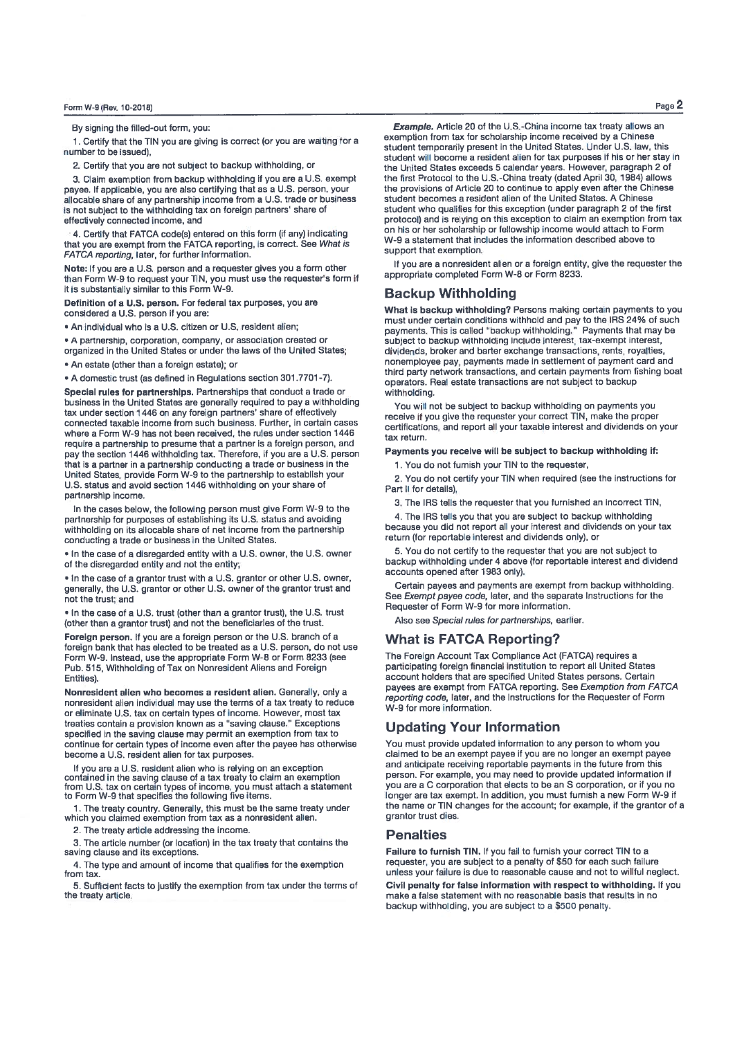By signing the filled-out form, you:

1. Certify that the TIN you are giving is correct (or you are waiting for a number to be issued),

2. Certify that you are not subject to backup withholding, or

3. Claim exemption from backup withholding if you are a U.S. exempt payee. If applicable, you are also certifying that as a U.S. person, your allocable share of any partnership income from a U.S. trade or business is not subject to the withholding tax on foreign partners' share of effectively connected income, and

4. Certify that FATCA code(s) entered on this form (if any) indicating that you are exempt from the FATCA reporting, is correct. See *What is FATCA reporting*, later, for further information.

**Note:** If you are a U.S. person and a requester gives you a form other than Form W-9 to request your TIN, you must use the requester's form if it is substantially similar to this Form W-9.

**Definition of a U.S. person.** For federal tax purposes, you are considered a U.S. person if you are:

- An individual who is a U.S. citizen or U.S. resident alien;
- A partnership, corporation, company, or association created or organized in the United States or under the laws of the United States;
- An estate (other than a foreign estate); or
- A domestic trust (as defined in Regulations section 301.7701-7).

**Special rules for partnerships.** Partnerships that conduct a trade or business in the United States are generally required to pay a withholding tax under section 1446 on any foreign partners' share of effectively connected taxable income from such business. Further, in certain cases where a Form W-9 has not been received, the rules under section 1446 require a partnership to presume that a partner is a foreign person, and pay the section 1446 withholding tax. Therefore, if you are a U.S. person that is a partner in a partnership conducting a trade or business in the United States, provide Form W-9 to the partnership to establish your U.S. status and avoid section 1446 withholding on your share of partnership income.

In the cases below, the following person must give Form W-9 to the partnership for purposes of establishing its U.S. status and avoiding withholding on its allocable share of net income from the partnership conducting a trade or business in the United States.

- In the case of a disregarded entity with a U.S. owner, the U.S. owner of the disregarded entity and not the entity;
- In the case of a grantor trust with a U.S. grantor or other U.S. owner, generally, the U.S. grantor or other U.S. owner of the grantor trust and not the trust; and
- In the case of a U.S. trust (other than a grantor trust), the U.S. trust (other than a grantor trust) and not the beneficiaries of the trust.

**Foreign person.** If you are a foreign person or the U.S. branch of a foreign bank that has elected to be treated as a U.S. person, do not use Form W-9. Instead, use the appropriate Form W-8 or Form 8233 (see Pub. 515, Withholding of Tax on Nonresident Aliens and Foreign Entities).

**Nonresident alien who becomes a resident alien.** Generally, only a nonresident alien individual may use the terms of a tax treaty to reduce or eliminate U.S. tax on certain types of income. However, most tax treaties contain a provision known as a "saving clause." Exceptions specified in the saving clause may permit an exemption from tax to continue for certain types of income even after the payee has otherwise become a U.S. resident alien for tax purposes.

If you are a U.S. resident alien who is relying on an exception contained in the saving clause of a tax treaty to claim an exemption from U.S. tax on certain types of income, you must attach a statement to Form W-9 that specifies the following five items.

1. The treaty country. Generally, this must be the same treaty under which you claimed exemption from tax as a nonresident alien.

2. The treaty article addressing the income.

3. The article number (or location) in the tax treaty that contains the saving clause and its exceptions.

4. The type and amount of income that qualifies for the exemption from tax.

5. Sufficient facts to justify the exemption from tax under the terms of the treaty article.

***Example.*** Article 20 of the U.S.-China income tax treaty allows an exemption from tax for scholarship income received by a Chinese student temporarily present in the United States. Under U.S. law, this student will become a resident alien for tax purposes if his or her stay in the United States exceeds 5 calendar years. However, paragraph 2 of the first Protocol to the U.S.-China treaty (dated April 30, 1984) allows the provisions of Article 20 to continue to apply even after the Chinese student becomes a resident alien of the United States. A Chinese student who qualifies for this exception (under paragraph 2 of the first protocol) and is relying on this exception to claim an exemption from tax on his or her scholarship or fellowship income would attach to Form W-9 a statement that includes the information described above to support that exemption.

If you are a nonresident alien or a foreign entity, give the requester the appropriate completed Form W-8 or Form 8233.

## Backup Withholding

**What is backup withholding?** Persons making certain payments to you must under certain conditions withhold and pay to the IRS 24% of such payments. This is called "backup withholding." Payments that may be subject to backup withholding include interest, tax-exempt interest, dividends, broker and barter exchange transactions, rents, royalties, nonemployee pay, payments made in settlement of payment card and third party network transactions, and certain payments from fishing boat operators. Real estate transactions are not subject to backup withholding.

You will not be subject to backup withholding on payments you receive if you give the requester your correct TIN, make the proper certifications, and report all your taxable interest and dividends on your tax return.

**Payments you receive will be subject to backup withholding if:**

1. You do not furnish your TIN to the requester,

2. You do not certify your TIN when required (see the instructions for Part II for details),

3. The IRS tells the requester that you furnished an incorrect TIN,

4. The IRS tells you that you are subject to backup withholding because you did not report all your interest and dividends on your tax return (for reportable interest and dividends only), or

5. You do not certify to the requester that you are not subject to backup withholding under 4 above (for reportable interest and dividend accounts opened after 1983 only).

Certain payees and payments are exempt from backup withholding. See *Exempt payee code*, later, and the separate Instructions for the Requester of Form W-9 for more information.

Also see *Special rules for partnerships*, earlier.

## What is FATCA Reporting?

The Foreign Account Tax Compliance Act (FATCA) requires a participating foreign financial institution to report all United States account holders that are specified United States persons. Certain payees are exempt from FATCA reporting. See *Exemption from FATCA reporting code*, later, and the Instructions for the Requester of Form W-9 for more information.

## Updating Your Information

You must provide updated information to any person to whom you claimed to be an exempt payee if you are no longer an exempt payee and anticipate receiving reportable payments in the future from this person. For example, you may need to provide updated information if you are a C corporation that elects to be an S corporation, or if you no longer are tax exempt. In addition, you must furnish a new Form W-9 if the name or TIN changes for the account; for example, if the grantor of a grantor trust dies.

## Penalties

**Failure to furnish TIN.** If you fail to furnish your correct TIN to a requester, you are subject to a penalty of $50 for each such failure unless your failure is due to reasonable cause and not to willful neglect.

**Civil penalty for false information with respect to withholding.** If you make a false statement with no reasonable basis that results in no backup withholding, you are subject to a $500 penalty.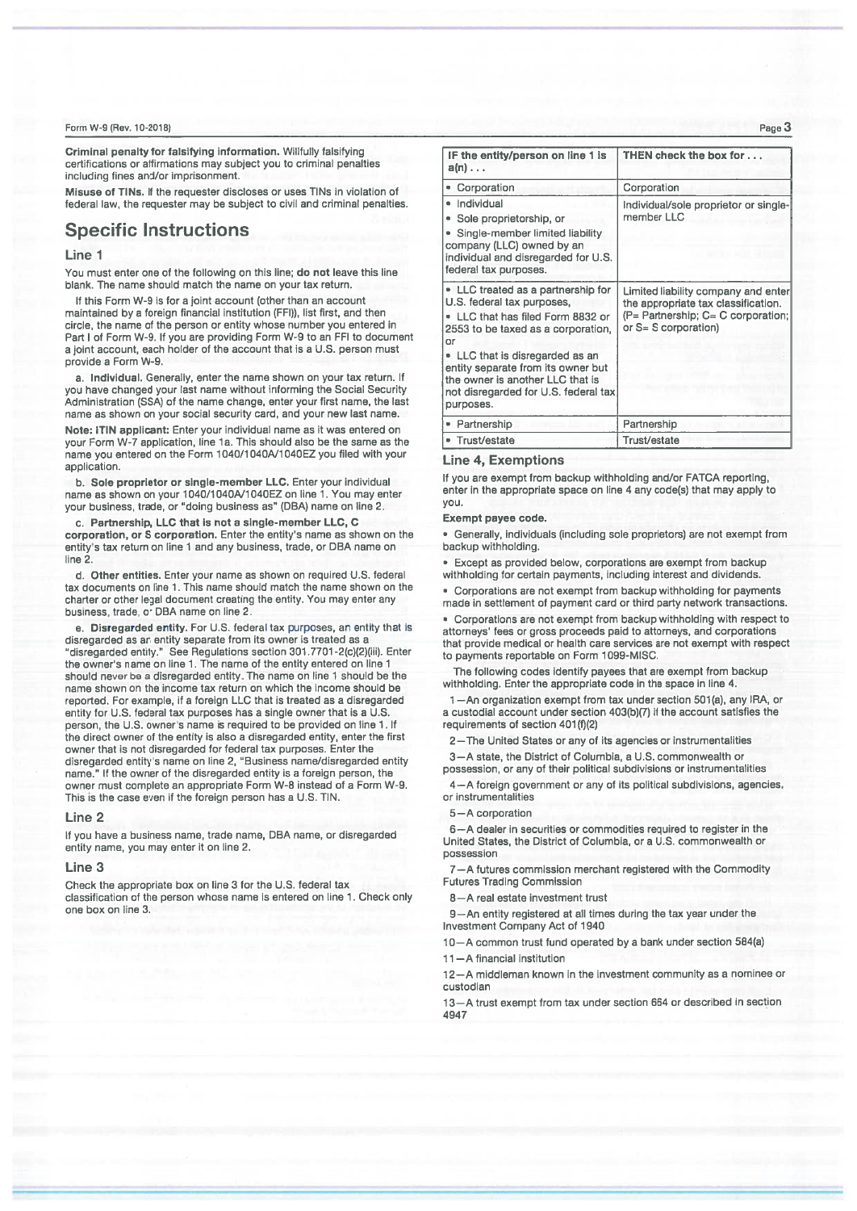**Criminal penalty for falsifying information.** Willfully falsifying certifications or affirmations may subject you to criminal penalties including fines and/or imprisonment.

**Misuse of TINs.** If the requester discloses or uses TINs in violation of federal law, the requester may be subject to civil and criminal penalties.

## Specific Instructions

### Line 1

You must enter one of the following on this line; **do not** leave this line blank. The name should match the name on your tax return.

If this Form W-9 is for a joint account (other than an account maintained by a foreign financial institution (FFI)), list first, and then circle, the name of the person or entity whose number you entered in Part I of Form W-9. If you are providing Form W-9 to an FFI to document a joint account, each holder of the account that is a U.S. person must provide a Form W-9.

a. **Individual.** Generally, enter the name shown on your tax return. If you have changed your last name without informing the Social Security Administration (SSA) of the name change, enter your first name, the last name as shown on your social security card, and your new last name.

**Note: ITIN applicant:** Enter your individual name as it was entered on your Form W-7 application, line 1a. This should also be the same as the name you entered on the Form 1040/1040A/1040EZ you filed with your application.

b. **Sole proprietor or single-member LLC.** Enter your individual name as shown on your 1040/1040A/1040EZ on line 1. You may enter your business, trade, or "doing business as" (DBA) name on line 2.

c. **Partnership, LLC that is not a single-member LLC, C corporation, or S corporation.** Enter the entity's name as shown on the entity's tax return on line 1 and any business, trade, or DBA name on line 2.

d. **Other entities.** Enter your name as shown on required U.S. federal tax documents on line 1. This name should match the name shown on the charter or other legal document creating the entity. You may enter any business, trade, or DBA name on line 2.

e. **Disregarded entity.** For U.S. federal tax purposes, an entity that is disregarded as an entity separate from its owner is treated as a "disregarded entity." See Regulations section 301.7701-2(c)(2)(iii). Enter the owner's name on line 1. The name of the entity entered on line 1 should never be a disregarded entity. The name on line 1 should be the name shown on the income tax return on which the income should be reported. For example, if a foreign LLC that is treated as a disregarded entity for U.S. federal tax purposes has a single owner that is a U.S. person, the U.S. owner's name is required to be provided on line 1. If the direct owner of the entity is also a disregarded entity, enter the first owner that is not disregarded for federal tax purposes. Enter the disregarded entity's name on line 2, "Business name/disregarded entity name." If the owner of the disregarded entity is a foreign person, the owner must complete an appropriate Form W-8 instead of a Form W-9. This is the case even if the foreign person has a U.S. TIN.

### Line 2

If you have a business name, trade name, DBA name, or disregarded entity name, you may enter it on line 2.

### Line 3

Check the appropriate box on line 3 for the U.S. federal tax classification of the person whose name is entered on line 1. Check only one box on line 3.

| IF the entity/person on line 1 is a(n) . . . | THEN check the box for . . . |
|---|---|
| • Corporation | Corporation |
| • Individual<br>• Sole proprietorship, or<br>• Single-member limited liability company (LLC) owned by an individual and disregarded for U.S. federal tax purposes. | Individual/sole proprietor or single-member LLC |
| • LLC treated as a partnership for U.S. federal tax purposes,<br>• LLC that has filed Form 8832 or 2553 to be taxed as a corporation, or<br>• LLC that is disregarded as an entity separate from its owner but the owner is another LLC that is not disregarded for U.S. federal tax purposes. | Limited liability company and enter the appropriate tax classification. (P= Partnership; C= C corporation; or S= S corporation) |
| • Partnership | Partnership |
| • Trust/estate | Trust/estate |

### Line 4, Exemptions

If you are exempt from backup withholding and/or FATCA reporting, enter in the appropriate space on line 4 any code(s) that may apply to you.

**Exempt payee code.**

- Generally, individuals (including sole proprietors) are not exempt from backup withholding.
- Except as provided below, corporations are exempt from backup withholding for certain payments, including interest and dividends.
- Corporations are not exempt from backup withholding for payments made in settlement of payment card or third party network transactions.
- Corporations are not exempt from backup withholding with respect to attorneys' fees or gross proceeds paid to attorneys, and corporations that provide medical or health care services are not exempt with respect to payments reportable on Form 1099-MISC.

The following codes identify payees that are exempt from backup withholding. Enter the appropriate code in the space in line 4.

1—An organization exempt from tax under section 501(a), any IRA, or a custodial account under section 403(b)(7) if the account satisfies the requirements of section 401(f)(2)

2—The United States or any of its agencies or instrumentalities

3—A state, the District of Columbia, a U.S. commonwealth or possession, or any of their political subdivisions or instrumentalities

4—A foreign government or any of its political subdivisions, agencies, or instrumentalities

5—A corporation

6—A dealer in securities or commodities required to register in the United States, the District of Columbia, or a U.S. commonwealth or possession

7—A futures commission merchant registered with the Commodity Futures Trading Commission

8—A real estate investment trust

9—An entity registered at all times during the tax year under the Investment Company Act of 1940

10—A common trust fund operated by a bank under section 584(a)

11—A financial institution

12—A middleman known in the investment community as a nominee or custodian

13—A trust exempt from tax under section 664 or described in section 4947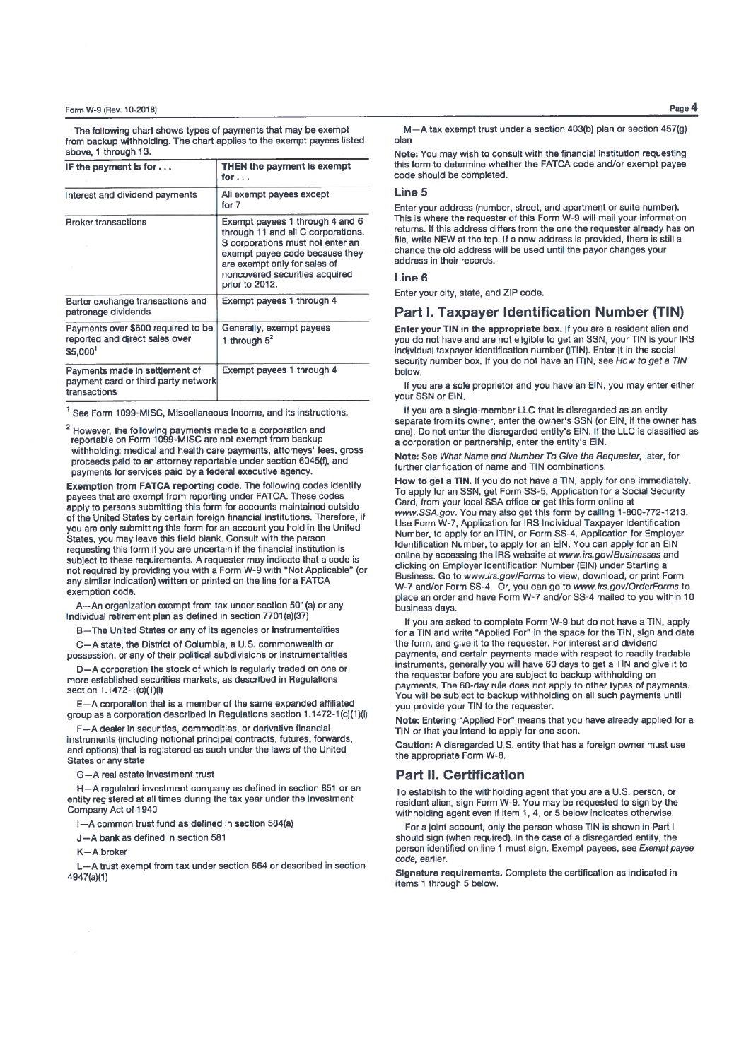The following chart shows types of payments that may be exempt from backup withholding. The chart applies to the exempt payees listed above, 1 through 13.

| IF the payment is for . . . | THEN the payment is exempt for . . . |
| --- | --- |
| Interest and dividend payments | All exempt payees except for 7 |
| Broker transactions | Exempt payees 1 through 4 and 6 through 11 and all C corporations. S corporations must not enter an exempt payee code because they are exempt only for sales of noncovered securities acquired prior to 2012. |
| Barter exchange transactions and patronage dividends | Exempt payees 1 through 4 |
| Payments over $600 required to be reported and direct sales over $5,000[1] | Generally, exempt payees 1 through 5[2] |
| Payments made in settlement of payment card or third party network transactions | Exempt payees 1 through 4 |

[1] See Form 1099-MISC, Miscellaneous Income, and its instructions.

[2] However, the following payments made to a corporation and reportable on Form 1099-MISC are not exempt from backup withholding: medical and health care payments, attorneys' fees, gross proceeds paid to an attorney reportable under section 6045(f), and payments for services paid by a federal executive agency.

**Exemption from FATCA reporting code.** The following codes identify payees that are exempt from reporting under FATCA. These codes apply to persons submitting this form for accounts maintained outside of the United States by certain foreign financial institutions. Therefore, if you are only submitting this form for an account you hold in the United States, you may leave this field blank. Consult with the person requesting this form if you are uncertain if the financial institution is subject to these requirements. A requester may indicate that a code is not required by providing you with a Form W-9 with "Not Applicable" (or any similar indication) written or printed on the line for a FATCA exemption code.

A—An organization exempt from tax under section 501(a) or any individual retirement plan as defined in section 7701(a)(37)

B—The United States or any of its agencies or instrumentalities

C—A state, the District of Columbia, a U.S. commonwealth or possession, or any of their political subdivisions or instrumentalities

D—A corporation the stock of which is regularly traded on one or more established securities markets, as described in Regulations section 1.1472-1(c)(1)(i)

E—A corporation that is a member of the same expanded affiliated group as a corporation described in Regulations section 1.1472-1(c)(1)(i)

F—A dealer in securities, commodities, or derivative financial instruments (including notional principal contracts, futures, forwards, and options) that is registered as such under the laws of the United States or any state

G—A real estate investment trust

H—A regulated investment company as defined in section 851 or an entity registered at all times during the tax year under the Investment Company Act of 1940

I—A common trust fund as defined in section 584(a)

J—A bank as defined in section 581

K—A broker

L—A trust exempt from tax under section 664 or described in section 4947(a)(1)

M—A tax exempt trust under a section 403(b) plan or section 457(g) plan

**Note:** You may wish to consult with the financial institution requesting this form to determine whether the FATCA code and/or exempt payee code should be completed.

### Line 5

Enter your address (number, street, and apartment or suite number). This is where the requester of this Form W-9 will mail your information returns. If this address differs from the one the requester already has on file, write NEW at the top. If a new address is provided, there is still a chance the old address will be used until the payor changes your address in their records.

### Line 6

Enter your city, state, and ZIP code.

## Part I. Taxpayer Identification Number (TIN)

**Enter your TIN in the appropriate box.** If you are a resident alien and you do not have and are not eligible to get an SSN, your TIN is your IRS individual taxpayer identification number (ITIN). Enter it in the social security number box. If you do not have an ITIN, see *How to get a TIN* below.

If you are a sole proprietor and you have an EIN, you may enter either your SSN or EIN.

If you are a single-member LLC that is disregarded as an entity separate from its owner, enter the owner's SSN (or EIN, if the owner has one). Do not enter the disregarded entity's EIN. If the LLC is classified as a corporation or partnership, enter the entity's EIN.

**Note:** See *What Name and Number To Give the Requester*, later, for further clarification of name and TIN combinations.

**How to get a TIN.** If you do not have a TIN, apply for one immediately. To apply for an SSN, get Form SS-5, Application for a Social Security Card, from your local SSA office or get this form online at *www.SSA.gov*. You may also get this form by calling 1-800-772-1213. Use Form W-7, Application for IRS Individual Taxpayer Identification Number, to apply for an ITIN, or Form SS-4, Application for Employer Identification Number, to apply for an EIN. You can apply for an EIN online by accessing the IRS website at *www.irs.gov/Businesses* and clicking on Employer Identification Number (EIN) under Starting a Business. Go to *www.irs.gov/Forms* to view, download, or print Form W-7 and/or Form SS-4. Or, you can go to *www.irs.gov/OrderForms* to place an order and have Form W-7 and/or SS-4 mailed to you within 10 business days.

If you are asked to complete Form W-9 but do not have a TIN, apply for a TIN and write "Applied For" in the space for the TIN, sign and date the form, and give it to the requester. For interest and dividend payments, and certain payments made with respect to readily tradable instruments, generally you will have 60 days to get a TIN and give it to the requester before you are subject to backup withholding on payments. The 60-day rule does not apply to other types of payments. You will be subject to backup withholding on all such payments until you provide your TIN to the requester.

**Note:** Entering "Applied For" means that you have already applied for a TIN or that you intend to apply for one soon.

**Caution:** A disregarded U.S. entity that has a foreign owner must use the appropriate Form W-8.

## Part II. Certification

To establish to the withholding agent that you are a U.S. person, or resident alien, sign Form W-9. You may be requested to sign by the withholding agent even if item 1, 4, or 5 below indicates otherwise.

For a joint account, only the person whose TIN is shown in Part I should sign (when required). In the case of a disregarded entity, the person identified on line 1 must sign. Exempt payees, see *Exempt payee code*, earlier.

**Signature requirements.** Complete the certification as indicated in items 1 through 5 below.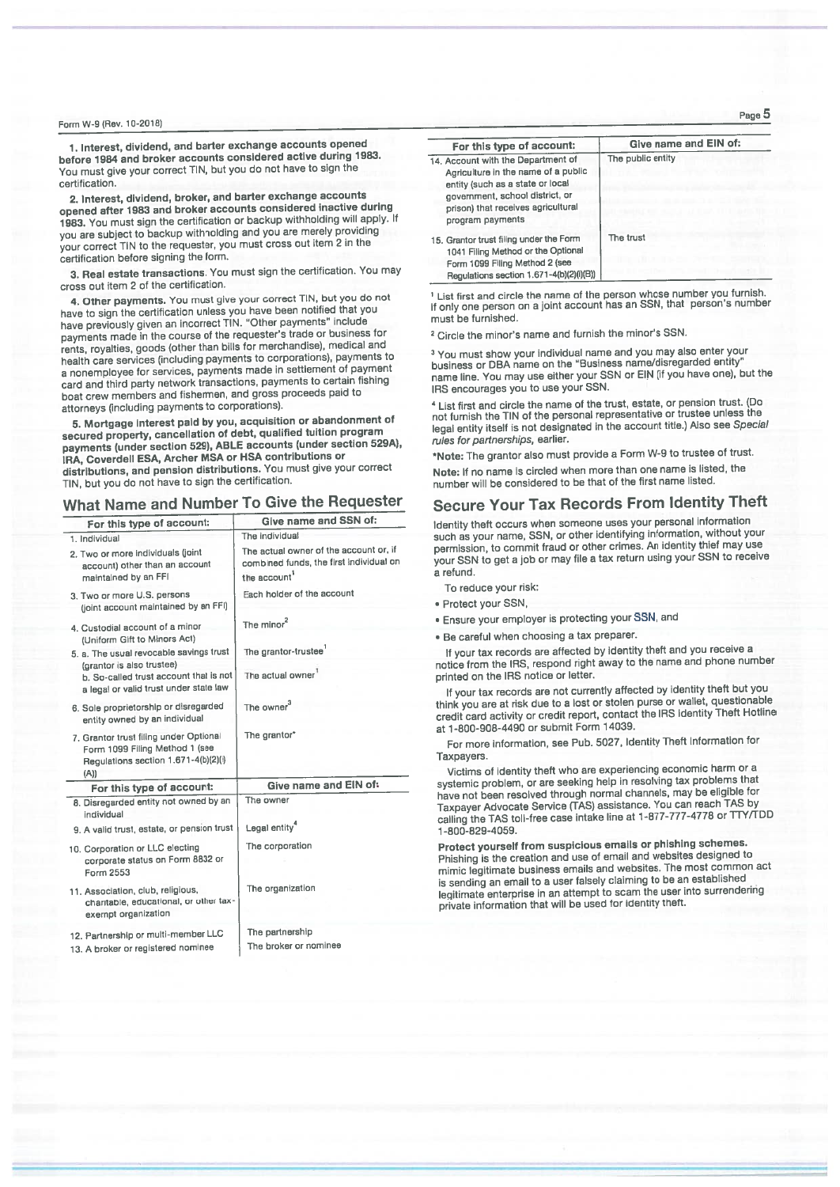**1. Interest, dividend, and barter exchange accounts opened before 1984 and broker accounts considered active during 1983.** You must give your correct TIN, but you do not have to sign the certification.

**2. Interest, dividend, broker, and barter exchange accounts opened after 1983 and broker accounts considered inactive during 1983.** You must sign the certification or backup withholding will apply. If you are subject to backup withholding and you are merely providing your correct TIN to the requester, you must cross out item 2 in the certification before signing the form.

**3. Real estate transactions.** You must sign the certification. You may cross out item 2 of the certification.

**4. Other payments.** You must give your correct TIN, but you do not have to sign the certification unless you have been notified that you have previously given an incorrect TIN. "Other payments" include payments made in the course of the requester's trade or business for rents, royalties, goods (other than bills for merchandise), medical and health care services (including payments to corporations), payments to a nonemployee for services, payments made in settlement of payment card and third party network transactions, payments to certain fishing boat crew members and fishermen, and gross proceeds paid to attorneys (including payments to corporations).

**5. Mortgage interest paid by you, acquisition or abandonment of secured property, cancellation of debt, qualified tuition program payments (under section 529), ABLE accounts (under section 529A), IRA, Coverdell ESA, Archer MSA or HSA contributions or distributions, and pension distributions.** You must give your correct TIN, but you do not have to sign the certification.

## What Name and Number To Give the Requester

| For this type of account: | Give name and SSN of: |
|---|---|
| 1. Individual | The individual |
| 2. Two or more individuals (joint account) other than an account maintained by an FFI | The actual owner of the account or, if combined funds, the first individual on the account[1] |
| 3. Two or more U.S. persons (joint account maintained by an FFI) | Each holder of the account |
| 4. Custodial account of a minor (Uniform Gift to Minors Act) | The minor[2] |
| 5. a. The usual revocable savings trust (grantor is also trustee) | The grantor-trustee[1] |
| b. So-called trust account that is not a legal or valid trust under state law | The actual owner[1] |
| 6. Sole proprietorship or disregarded entity owned by an individual | The owner[3] |
| 7. Grantor trust filing under Optional Form 1099 Filing Method 1 (see Regulations section 1.671-4(b)(2)(i)(A)) | The grantor* |

| For this type of account: | Give name and EIN of: |
|---|---|
| 8. Disregarded entity not owned by an individual | The owner |
| 9. A valid trust, estate, or pension trust | Legal entity[4] |
| 10. Corporation or LLC electing corporate status on Form 8832 or Form 2553 | The corporation |
| 11. Association, club, religious, charitable, educational, or other tax-exempt organization | The organization |
| 12. Partnership or multi-member LLC | The partnership |
| 13. A broker or registered nominee | The broker or nominee |
| 14. Account with the Department of Agriculture in the name of a public entity (such as a state or local government, school district, or prison) that receives agricultural program payments | The public entity |
| 15. Grantor trust filing under the Form 1041 Filing Method or the Optional Form 1099 Filing Method 2 (see Regulations section 1.671-4(b)(2)(i)(B)) | The trust |

[1] List first and circle the name of the person whose number you furnish. If only one person on a joint account has an SSN, that person's number must be furnished.

[2] Circle the minor's name and furnish the minor's SSN.

[3] You must show your individual name and you may also enter your business or DBA name on the "Business name/disregarded entity" name line. You may use either your SSN or EIN (if you have one), but the IRS encourages you to use your SSN.

[4] List first and circle the name of the trust, estate, or pension trust. (Do not furnish the TIN of the personal representative or trustee unless the legal entity itself is not designated in the account title.) Also see *Special rules for partnerships*, earlier.

***Note:** The grantor also must provide a Form W-9 to trustee of trust.

**Note:** If no name is circled when more than one name is listed, the number will be considered to be that of the first name listed.

## Secure Your Tax Records From Identity Theft

Identity theft occurs when someone uses your personal information such as your name, SSN, or other identifying information, without your permission, to commit fraud or other crimes. An identity thief may use your SSN to get a job or may file a tax return using your SSN to receive a refund.

To reduce your risk:

- Protect your SSN,
- Ensure your employer is protecting your SSN, and
- Be careful when choosing a tax preparer.

If your tax records are affected by identity theft and you receive a notice from the IRS, respond right away to the name and phone number printed on the IRS notice or letter.

If your tax records are not currently affected by identity theft but you think you are at risk due to a lost or stolen purse or wallet, questionable credit card activity or credit report, contact the IRS Identity Theft Hotline at 1-800-908-4490 or submit Form 14039.

For more information, see Pub. 5027, Identity Theft Information for Taxpayers.

Victims of identity theft who are experiencing economic harm or a systemic problem, or are seeking help in resolving tax problems that have not been resolved through normal channels, may be eligible for Taxpayer Advocate Service (TAS) assistance. You can reach TAS by calling the TAS toll-free case intake line at 1-877-777-4778 or TTY/TDD 1-800-829-4059.

**Protect yourself from suspicious emails or phishing schemes.** Phishing is the creation and use of email and websites designed to mimic legitimate business emails and websites. The most common act is sending an email to a user falsely claiming to be an established legitimate enterprise in an attempt to scam the user into surrendering private information that will be used for identity theft.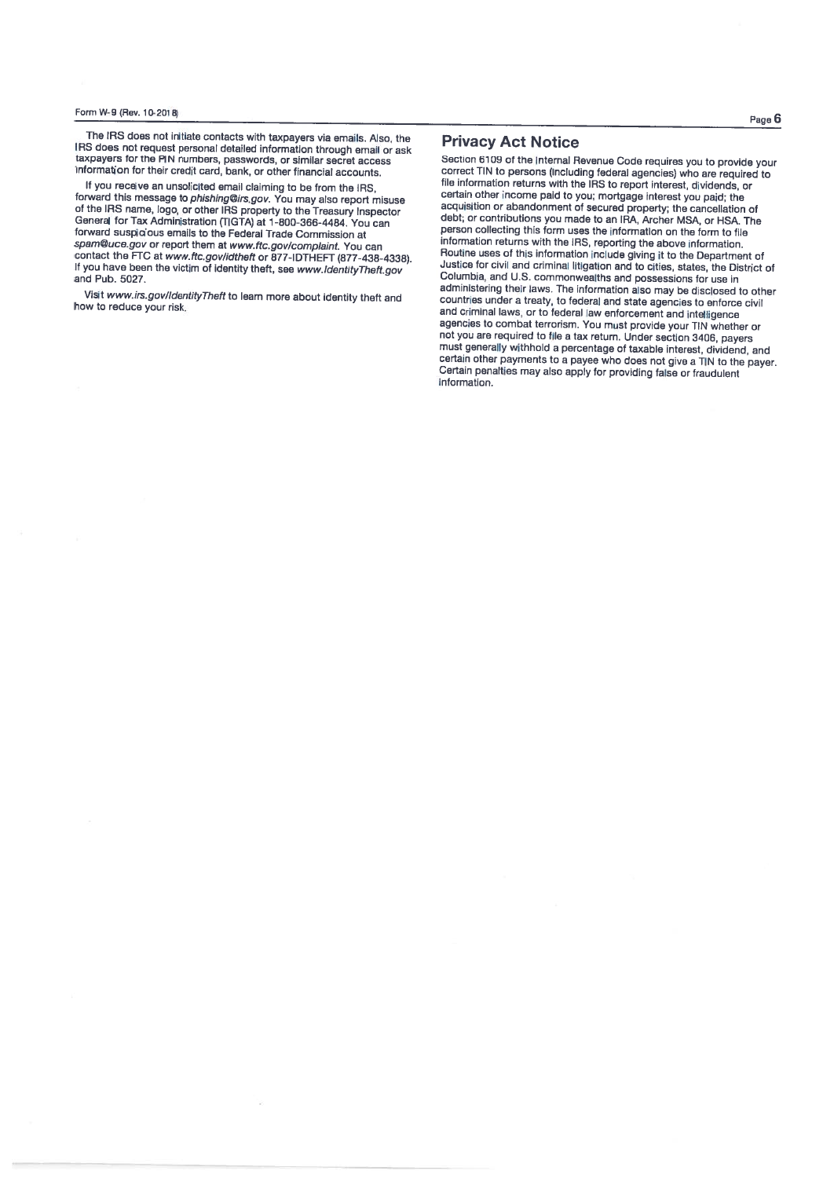The IRS does not initiate contacts with taxpayers via emails. Also, the IRS does not request personal detailed information through email or ask taxpayers for the PIN numbers, passwords, or similar secret access information for their credit card, bank, or other financial accounts.

If you receive an unsolicited email claiming to be from the IRS, forward this message to *phishing@irs.gov*. You may also report misuse of the IRS name, logo, or other IRS property to the Treasury Inspector General for Tax Administration (TIGTA) at 1-800-366-4484. You can forward suspicious emails to the Federal Trade Commission at *spam@uce.gov* or report them at *www.ftc.gov/complaint*. You can contact the FTC at *www.ftc.gov/idtheft* or 877-IDTHEFT (877-438-4338). If you have been the victim of identity theft, see *www.IdentityTheft.gov* and Pub. 5027.

Visit *www.irs.gov/IdentityTheft* to learn more about identity theft and how to reduce your risk.

## Privacy Act Notice

Section 6109 of the Internal Revenue Code requires you to provide your correct TIN to persons (including federal agencies) who are required to file information returns with the IRS to report interest, dividends, or certain other income paid to you; mortgage interest you paid; the acquisition or abandonment of secured property; the cancellation of debt; or contributions you made to an IRA, Archer MSA, or HSA. The person collecting this form uses the information on the form to file information returns with the IRS, reporting the above information. Routine uses of this information include giving it to the Department of Justice for civil and criminal litigation and to cities, states, the District of Columbia, and U.S. commonwealths and possessions for use in administering their laws. The information also may be disclosed to other countries under a treaty, to federal and state agencies to enforce civil and criminal laws, or to federal law enforcement and intelligence agencies to combat terrorism. You must provide your TIN whether or not you are required to file a tax return. Under section 3406, payers must generally withhold a percentage of taxable interest, dividend, and certain other payments to a payee who does not give a TIN to the payer. Certain penalties may also apply for providing false or fraudulent information.